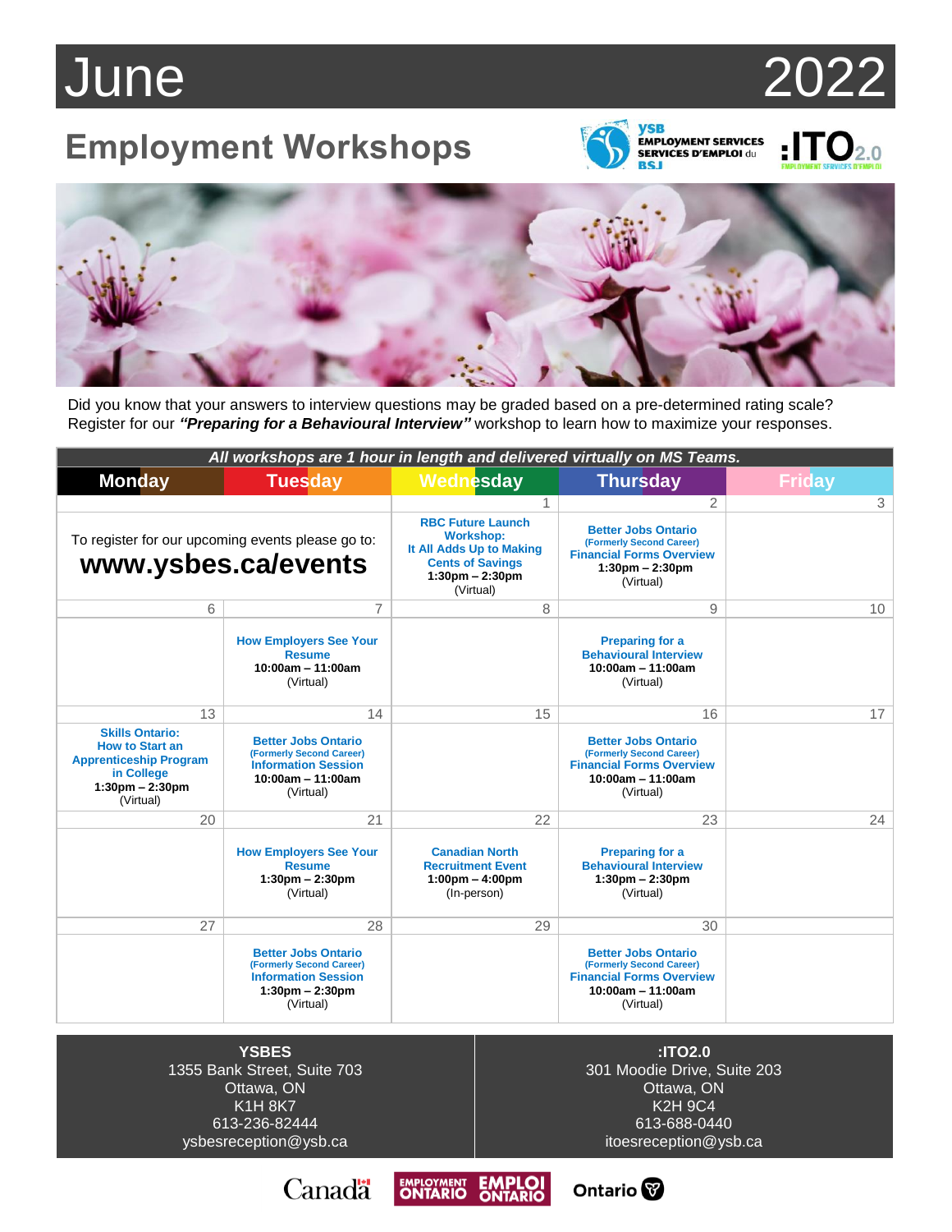# June 2022

## Employment Workshops

Did you know that your answers to interview questions may be graded based on a pre-determined rating scale? Register for our ***"Preparing for a Behavioural Interview"*** workshop to learn how to maximize your responses.

**All workshops are 1 hour in length and delivered virtually on MS Teams.**

| Monday | Tuesday | Wednesday | Thursday | Friday |
|---|---|---|---|---|
| | | 1 | 2 | 3 |
| To register for our upcoming events please go to: **www.ysbes.ca/events** | | **RBC Future Launch Workshop: It All Adds Up to Making Cents of Savings** 1:30pm – 2:30pm (Virtual) | **Better Jobs Ontario** (Formerly Second Career) **Financial Forms Overview** 1:30pm – 2:30pm (Virtual) | |
| 6 | 7 | 8 | 9 | 10 |
| | **How Employers See Your Resume** 10:00am – 11:00am (Virtual) | | **Preparing for a Behavioural Interview** 10:00am – 11:00am (Virtual) | |
| 13 | 14 | 15 | 16 | 17 |
| **Skills Ontario: How to Start an Apprenticeship Program in College** 1:30pm – 2:30pm (Virtual) | **Better Jobs Ontario** (Formerly Second Career) **Information Session** 10:00am – 11:00am (Virtual) | | **Better Jobs Ontario** (Formerly Second Career) **Financial Forms Overview** 10:00am – 11:00am (Virtual) | |
| 20 | 21 | 22 | 23 | 24 |
| | **How Employers See Your Resume** 1:30pm – 2:30pm (Virtual) | **Canadian North Recruitment Event** 1:00pm – 4:00pm (In-person) | **Preparing for a Behavioural Interview** 1:30pm – 2:30pm (Virtual) | |
| 27 | 28 | 29 | 30 | |
| | **Better Jobs Ontario** (Formerly Second Career) **Information Session** 1:30pm – 2:30pm (Virtual) | | **Better Jobs Ontario** (Formerly Second Career) **Financial Forms Overview** 10:00am – 11:00am (Virtual) | |

**YSBES**
1355 Bank Street, Suite 703
Ottawa, ON
K1H 8K7
613-236-82444
ysbesreception@ysb.ca

**:ITO2.0**
301 Moodie Drive, Suite 203
Ottawa, ON
K2H 9C4
613-688-0440
itoesreception@ysb.ca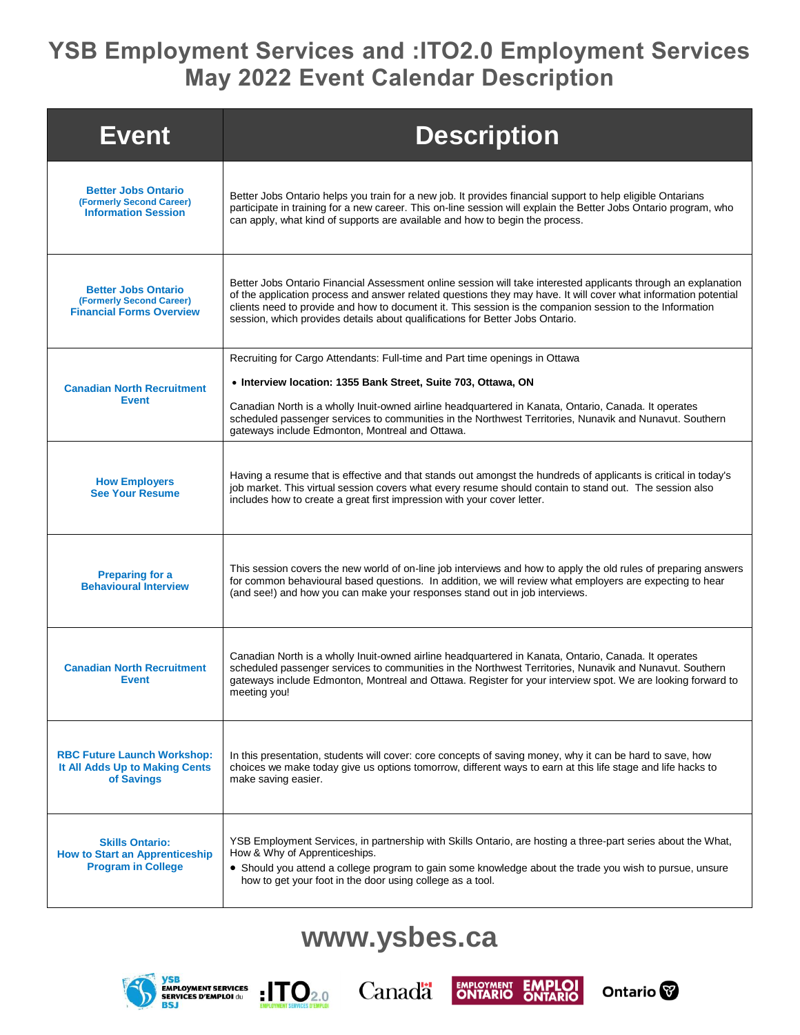# YSB Employment Services and :ITO2.0 Employment Services May 2022 Event Calendar Description

| Event | Description |
|---|---|
| **Better Jobs Ontario** (Formerly Second Career) **Information Session** | Better Jobs Ontario helps you train for a new job. It provides financial support to help eligible Ontarians participate in training for a new career. This on-line session will explain the Better Jobs Ontario program, who can apply, what kind of supports are available and how to begin the process. |
| **Better Jobs Ontario** (Formerly Second Career) **Financial Forms Overview** | Better Jobs Ontario Financial Assessment online session will take interested applicants through an explanation of the application process and answer related questions they may have. It will cover what information potential clients need to provide and how to document it. This session is the companion session to the Information session, which provides details about qualifications for Better Jobs Ontario. |
| **Canadian North Recruitment Event** | Recruiting for Cargo Attendants: Full-time and Part time openings in Ottawa<br>• **Interview location: 1355 Bank Street, Suite 703, Ottawa, ON**<br>Canadian North is a wholly Inuit-owned airline headquartered in Kanata, Ontario, Canada. It operates scheduled passenger services to communities in the Northwest Territories, Nunavik and Nunavut. Southern gateways include Edmonton, Montreal and Ottawa. |
| **How Employers See Your Resume** | Having a resume that is effective and that stands out amongst the hundreds of applicants is critical in today's job market. This virtual session covers what every resume should contain to stand out. The session also includes how to create a great first impression with your cover letter. |
| **Preparing for a Behavioural Interview** | This session covers the new world of on-line job interviews and how to apply the old rules of preparing answers for common behavioural based questions. In addition, we will review what employers are expecting to hear (and see!) and how you can make your responses stand out in job interviews. |
| **Canadian North Recruitment Event** | Canadian North is a wholly Inuit-owned airline headquartered in Kanata, Ontario, Canada. It operates scheduled passenger services to communities in the Northwest Territories, Nunavik and Nunavut. Southern gateways include Edmonton, Montreal and Ottawa. Register for your interview spot. We are looking forward to meeting you! |
| **RBC Future Launch Workshop: It All Adds Up to Making Cents of Savings** | In this presentation, students will cover: core concepts of saving money, why it can be hard to save, how choices we make today give us options tomorrow, different ways to earn at this life stage and life hacks to make saving easier. |
| **Skills Ontario: How to Start an Apprenticeship Program in College** | YSB Employment Services, in partnership with Skills Ontario, are hosting a three-part series about the What, How & Why of Apprenticeships.<br>• Should you attend a college program to gain some knowledge about the trade you wish to pursue, unsure how to get your foot in the door using college as a tool. |

## www.ysbes.ca